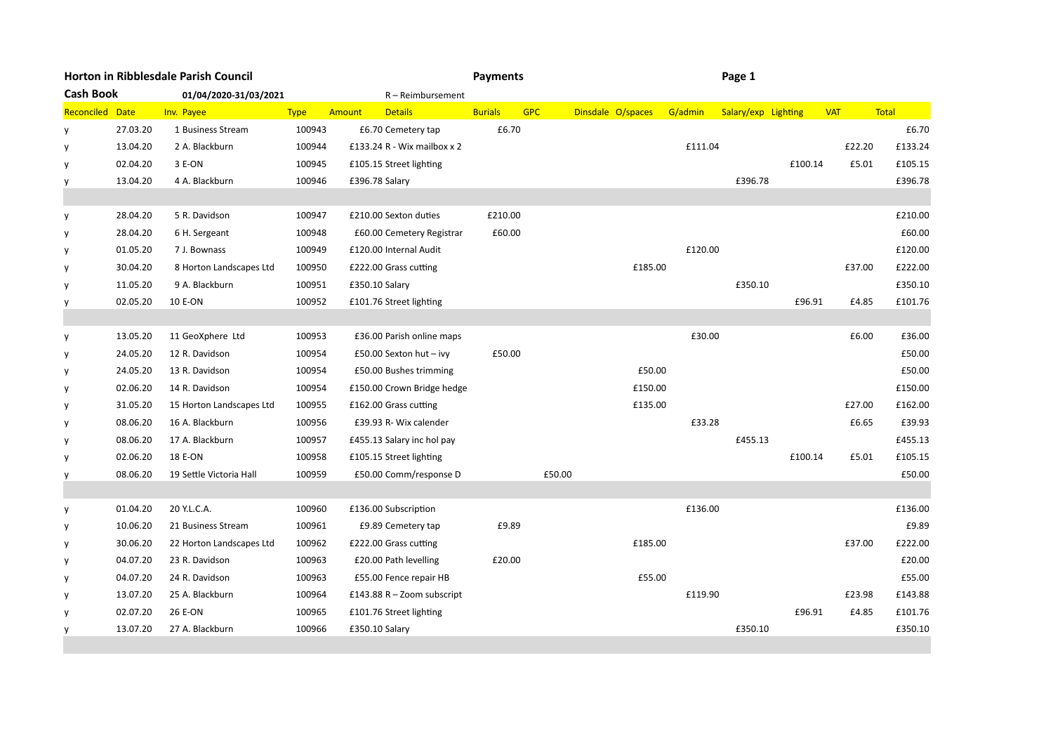**Horton in Ribblesdale Parish Council** **Payments**

**Cash Book** **01/04/2020-31/03/2021** R – Reimbursement

| Reconciled | Date | Inv. | Payee | Type | Amount | Details | Burials | GPC | Dinsdale | O/spaces | G/admin | Salary/exp | Lighting | VAT | Total |
|---|---|---|---|---|---|---|---|---|---|---|---|---|---|---|---|
| y | 27.03.20 | 1 | Business Stream | 100943 | £6.70 | Cemetery tap | £6.70 | | | | | | | | £6.70 |
| y | 13.04.20 | 2 | A. Blackburn | 100944 | £133.24 | R - Wix mailbox x 2 | | | | | £111.04 | | | £22.20 | £133.24 |
| y | 02.04.20 | 3 | E-ON | 100945 | £105.15 | Street lighting | | | | | | | £100.14 | £5.01 | £105.15 |
| y | 13.04.20 | 4 | A. Blackburn | 100946 | £396.78 | Salary | | | | | | £396.78 | | | £396.78 |
| | | | | | | | | | | | | | | | |
| y | 28.04.20 | 5 | R. Davidson | 100947 | £210.00 | Sexton duties | £210.00 | | | | | | | | £210.00 |
| y | 28.04.20 | 6 | H. Sergeant | 100948 | £60.00 | Cemetery Registrar | £60.00 | | | | | | | | £60.00 |
| y | 01.05.20 | 7 | J. Bownass | 100949 | £120.00 | Internal Audit | | | | | £120.00 | | | | £120.00 |
| y | 30.04.20 | 8 | Horton Landscapes Ltd | 100950 | £222.00 | Grass cutting | | | | £185.00 | | | | £37.00 | £222.00 |
| y | 11.05.20 | 9 | A. Blackburn | 100951 | £350.10 | Salary | | | | | | £350.10 | | | £350.10 |
| y | 02.05.20 | 10 | E-ON | 100952 | £101.76 | Street lighting | | | | | | | £96.91 | £4.85 | £101.76 |
| | | | | | | | | | | | | | | | |
| y | 13.05.20 | 11 | GeoXphere Ltd | 100953 | £36.00 | Parish online maps | | | | | £30.00 | | | £6.00 | £36.00 |
| y | 24.05.20 | 12 | R. Davidson | 100954 | £50.00 | Sexton hut – ivy | £50.00 | | | | | | | | £50.00 |
| y | 24.05.20 | 13 | R. Davidson | 100954 | £50.00 | Bushes trimming | | | | £50.00 | | | | | £50.00 |
| y | 02.06.20 | 14 | R. Davidson | 100954 | £150.00 | Crown Bridge hedge | | | | £150.00 | | | | | £150.00 |
| y | 31.05.20 | 15 | Horton Landscapes Ltd | 100955 | £162.00 | Grass cutting | | | | £135.00 | | | | £27.00 | £162.00 |
| y | 08.06.20 | 16 | A. Blackburn | 100956 | £39.93 | R- Wix calender | | | | | £33.28 | | | £6.65 | £39.93 |
| y | 08.06.20 | 17 | A. Blackburn | 100957 | £455.13 | Salary inc hol pay | | | | | | £455.13 | | | £455.13 |
| y | 02.06.20 | 18 | E-ON | 100958 | £105.15 | Street lighting | | | | | | | £100.14 | £5.01 | £105.15 |
| y | 08.06.20 | 19 | Settle Victoria Hall | 100959 | £50.00 | Comm/response D | | £50.00 | | | | | | | £50.00 |
| | | | | | | | | | | | | | | | |
| y | 01.04.20 | 20 | Y.L.C.A. | 100960 | £136.00 | Subscription | | | | | £136.00 | | | | £136.00 |
| y | 10.06.20 | 21 | Business Stream | 100961 | £9.89 | Cemetery tap | £9.89 | | | | | | | | £9.89 |
| y | 30.06.20 | 22 | Horton Landscapes Ltd | 100962 | £222.00 | Grass cutting | | | | £185.00 | | | | £37.00 | £222.00 |
| y | 04.07.20 | 23 | R. Davidson | 100963 | £20.00 | Path levelling | £20.00 | | | | | | | | £20.00 |
| y | 04.07.20 | 24 | R. Davidson | 100963 | £55.00 | Fence repair HB | | | | £55.00 | | | | | £55.00 |
| y | 13.07.20 | 25 | A. Blackburn | 100964 | £143.88 | R – Zoom subscript | | | | | £119.90 | | | £23.98 | £143.88 |
| y | 02.07.20 | 26 | E-ON | 100965 | £101.76 | Street lighting | | | | | | | £96.91 | £4.85 | £101.76 |
| y | 13.07.20 | 27 | A. Blackburn | 100966 | £350.10 | Salary | | | | | | £350.10 | | | £350.10 |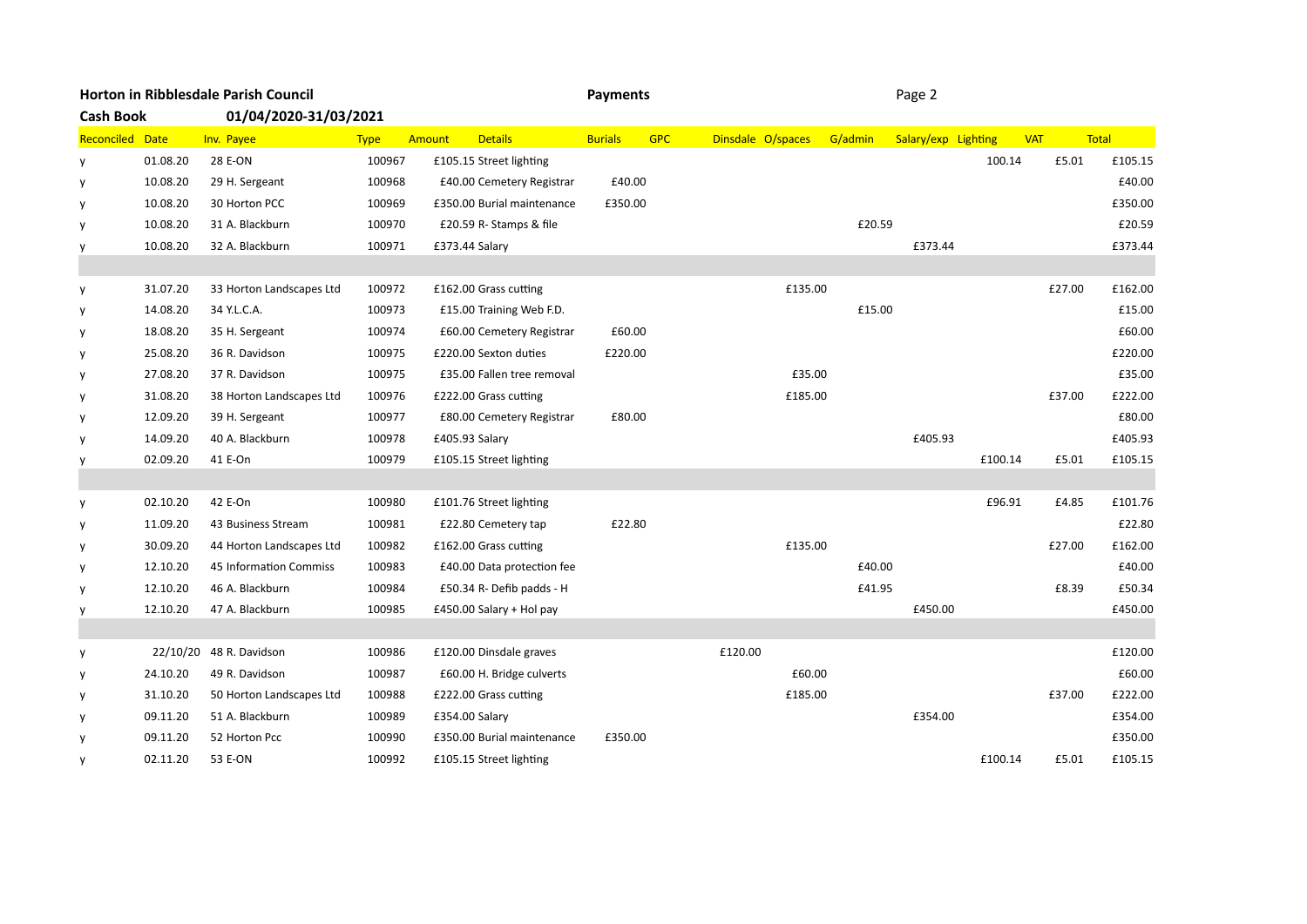**Horton in Ribblesdale Parish Council** **Payments**

**Cash Book** **01/04/2020-31/03/2021**

| Reconciled | Date | Inv. | Payee | Type | Amount | Details | Burials | GPC | Dinsdale | O/spaces | G/admin | Salary/exp | Lighting | VAT | Total |
|---|---|---|---|---|---|---|---|---|---|---|---|---|---|---|---|
| y | 01.08.20 | 28 | E-ON | 100967 | £105.15 | Street lighting | | | | | | | 100.14 | £5.01 | £105.15 |
| y | 10.08.20 | 29 | H. Sergeant | 100968 | £40.00 | Cemetery Registrar | £40.00 | | | | | | | | £40.00 |
| y | 10.08.20 | 30 | Horton PCC | 100969 | £350.00 | Burial maintenance | £350.00 | | | | | | | | £350.00 |
| y | 10.08.20 | 31 | A. Blackburn | 100970 | £20.59 | R- Stamps & file | | | | | £20.59 | | | | £20.59 |
| y | 10.08.20 | 32 | A. Blackburn | 100971 | £373.44 | Salary | | | | | | £373.44 | | | £373.44 |
| | | | | | | | | | | | | | | | |
| y | 31.07.20 | 33 | Horton Landscapes Ltd | 100972 | £162.00 | Grass cutting | | | | £135.00 | | | | £27.00 | £162.00 |
| y | 14.08.20 | 34 | Y.L.C.A. | 100973 | £15.00 | Training Web F.D. | | | | | £15.00 | | | | £15.00 |
| y | 18.08.20 | 35 | H. Sergeant | 100974 | £60.00 | Cemetery Registrar | £60.00 | | | | | | | | £60.00 |
| y | 25.08.20 | 36 | R. Davidson | 100975 | £220.00 | Sexton duties | £220.00 | | | | | | | | £220.00 |
| y | 27.08.20 | 37 | R. Davidson | 100975 | £35.00 | Fallen tree removal | | | | £35.00 | | | | | £35.00 |
| y | 31.08.20 | 38 | Horton Landscapes Ltd | 100976 | £222.00 | Grass cutting | | | | £185.00 | | | | £37.00 | £222.00 |
| y | 12.09.20 | 39 | H. Sergeant | 100977 | £80.00 | Cemetery Registrar | £80.00 | | | | | | | | £80.00 |
| y | 14.09.20 | 40 | A. Blackburn | 100978 | £405.93 | Salary | | | | | | £405.93 | | | £405.93 |
| y | 02.09.20 | 41 | E-On | 100979 | £105.15 | Street lighting | | | | | | | £100.14 | £5.01 | £105.15 |
| | | | | | | | | | | | | | | | |
| y | 02.10.20 | 42 | E-On | 100980 | £101.76 | Street lighting | | | | | | | £96.91 | £4.85 | £101.76 |
| y | 11.09.20 | 43 | Business Stream | 100981 | £22.80 | Cemetery tap | £22.80 | | | | | | | | £22.80 |
| y | 30.09.20 | 44 | Horton Landscapes Ltd | 100982 | £162.00 | Grass cutting | | | | £135.00 | | | | £27.00 | £162.00 |
| y | 12.10.20 | 45 | Information Commiss | 100983 | £40.00 | Data protection fee | | | | | £40.00 | | | | £40.00 |
| y | 12.10.20 | 46 | A. Blackburn | 100984 | £50.34 | R- Defib padds - H | | | | | £41.95 | | | £8.39 | £50.34 |
| y | 12.10.20 | 47 | A. Blackburn | 100985 | £450.00 | Salary + Hol pay | | | | | | £450.00 | | | £450.00 |
| | | | | | | | | | | | | | | | |
| y | 22/10/20 | 48 | R. Davidson | 100986 | £120.00 | Dinsdale graves | | | £120.00 | | | | | | £120.00 |
| y | 24.10.20 | 49 | R. Davidson | 100987 | £60.00 | H. Bridge culverts | | | | £60.00 | | | | | £60.00 |
| y | 31.10.20 | 50 | Horton Landscapes Ltd | 100988 | £222.00 | Grass cutting | | | | £185.00 | | | | £37.00 | £222.00 |
| y | 09.11.20 | 51 | A. Blackburn | 100989 | £354.00 | Salary | | | | | | £354.00 | | | £354.00 |
| y | 09.11.20 | 52 | Horton Pcc | 100990 | £350.00 | Burial maintenance | £350.00 | | | | | | | | £350.00 |
| y | 02.11.20 | 53 | E-ON | 100992 | £105.15 | Street lighting | | | | | | | £100.14 | £5.01 | £105.15 |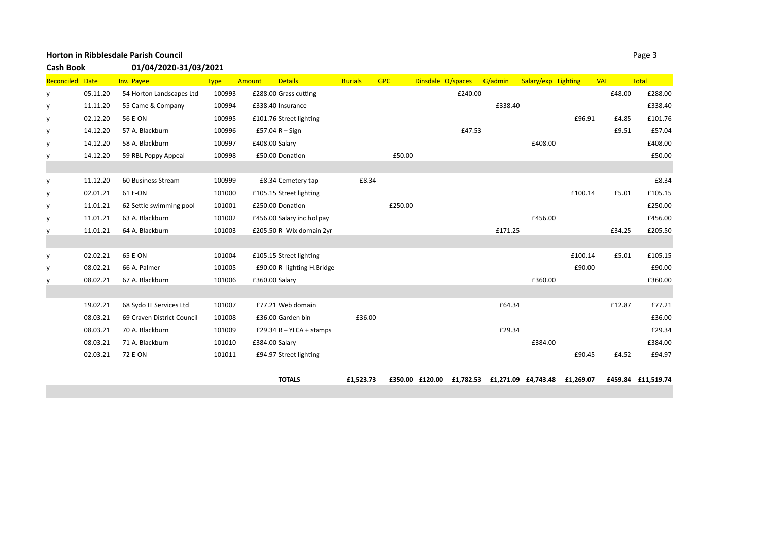**Horton in Ribblesdale Parish Council**

**Cash Book** **01/04/2020-31/03/2021**

| Reconciled | Date | Inv. | Payee | Type | Amount | Details | Burials | GPC | Dinsdale | O/spaces | G/admin | Salary/exp | Lighting | VAT | Total |
|---|---|---|---|---|---|---|---|---|---|---|---|---|---|---|---|
| y | 05.11.20 | 54 | Horton Landscapes Ltd | 100993 | £288.00 | Grass cutting | | | | £240.00 | | | | £48.00 | £288.00 |
| y | 11.11.20 | 55 | Came & Company | 100994 | £338.40 | Insurance | | | | | £338.40 | | | | £338.40 |
| y | 02.12.20 | 56 | E-ON | 100995 | £101.76 | Street lighting | | | | | | | £96.91 | £4.85 | £101.76 |
| y | 14.12.20 | 57 | A. Blackburn | 100996 | £57.04 | R – Sign | | | | £47.53 | | | | £9.51 | £57.04 |
| y | 14.12.20 | 58 | A. Blackburn | 100997 | £408.00 | Salary | | | | | | £408.00 | | | £408.00 |
| y | 14.12.20 | 59 | RBL Poppy Appeal | 100998 | £50.00 | Donation | | £50.00 | | | | | | | £50.00 |
| | | | | | | | | | | | | | | | |
| y | 11.12.20 | 60 | Business Stream | 100999 | £8.34 | Cemetery tap | £8.34 | | | | | | | | £8.34 |
| y | 02.01.21 | 61 | E-ON | 101000 | £105.15 | Street lighting | | | | | | | £100.14 | £5.01 | £105.15 |
| y | 11.01.21 | 62 | Settle swimming pool | 101001 | £250.00 | Donation | | £250.00 | | | | | | | £250.00 |
| y | 11.01.21 | 63 | A. Blackburn | 101002 | £456.00 | Salary inc hol pay | | | | | | £456.00 | | | £456.00 |
| y | 11.01.21 | 64 | A. Blackburn | 101003 | £205.50 | R -Wix domain 2yr | | | | | £171.25 | | | £34.25 | £205.50 |
| | | | | | | | | | | | | | | | |
| y | 02.02.21 | 65 | E-ON | 101004 | £105.15 | Street lighting | | | | | | | £100.14 | £5.01 | £105.15 |
| y | 08.02.21 | 66 | A. Palmer | 101005 | £90.00 | R- lighting H.Bridge | | | | | | | £90.00 | | £90.00 |
| y | 08.02.21 | 67 | A. Blackburn | 101006 | £360.00 | Salary | | | | | | £360.00 | | | £360.00 |
| | | | | | | | | | | | | | | | |
| | 19.02.21 | 68 | Sydo IT Services Ltd | 101007 | £77.21 | Web domain | | | | | £64.34 | | | £12.87 | £77.21 |
| | 08.03.21 | 69 | Craven District Council | 101008 | £36.00 | Garden bin | £36.00 | | | | | | | | £36.00 |
| | 08.03.21 | 70 | A. Blackburn | 101009 | £29.34 | R – YLCA + stamps | | | | | £29.34 | | | | £29.34 |
| | 08.03.21 | 71 | A. Blackburn | 101010 | £384.00 | Salary | | | | | | £384.00 | | | £384.00 |
| | 02.03.21 | 72 | E-ON | 101011 | £94.97 | Street lighting | | | | | | | £90.45 | £4.52 | £94.97 |
| | | | | | | **TOTALS** | **£1,523.73** | **£350.00** | **£120.00** | **£1,782.53** | **£1,271.09** | **£4,743.48** | **£1,269.07** | **£459.84** | **£11,519.74** |